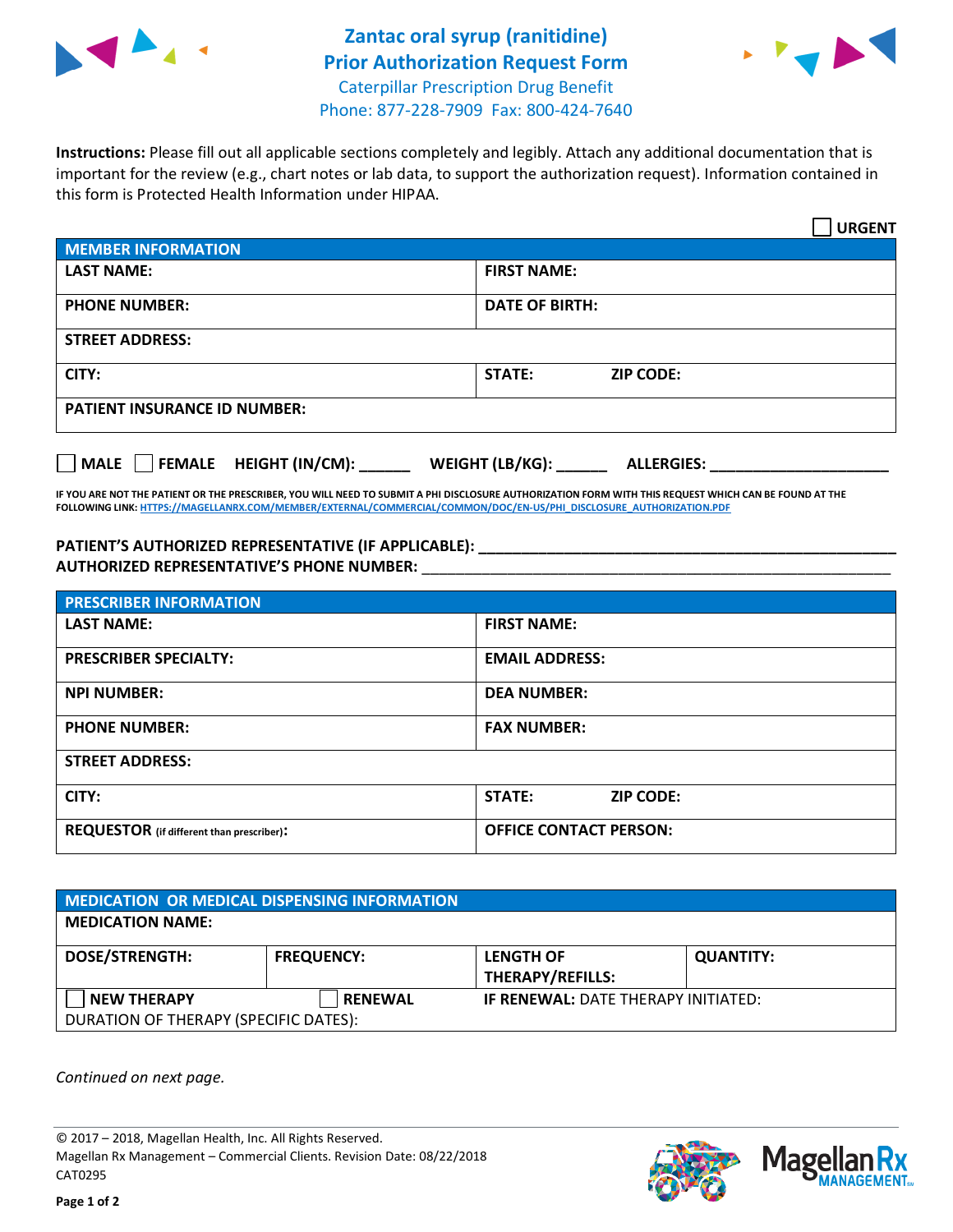# Zantac oral syrup (ranitidine) Prior Authorization Request Form

Caterpillar Prescription Drug Benefit
Phone: 877-228-7909  Fax: 800-424-7640

**Instructions:** Please fill out all applicable sections completely and legibly. Attach any additional documentation that is important for the review (e.g., chart notes or lab data, to support the authorization request). Information contained in this form is Protected Health Information under HIPAA.

☐ **URGENT**

| MEMBER INFORMATION | |
|---|---|
| **LAST NAME:** | **FIRST NAME:** |
| **PHONE NUMBER:** | **DATE OF BIRTH:** |
| **STREET ADDRESS:** | |
| **CITY:** | **STATE:** **ZIP CODE:** |
| **PATIENT INSURANCE ID NUMBER:** | |

☐ **MALE** ☐ **FEMALE** **HEIGHT (IN/CM):** ______ **WEIGHT (LB/KG):** ______ **ALLERGIES:** ____________________

**IF YOU ARE NOT THE PATIENT OR THE PRESCRIBER, YOU WILL NEED TO SUBMIT A PHI DISCLOSURE AUTHORIZATION FORM WITH THIS REQUEST WHICH CAN BE FOUND AT THE FOLLOWING LINK: HTTPS://MAGELLANRX.COM/MEMBER/EXTERNAL/COMMERCIAL/COMMON/DOC/EN-US/PHI_DISCLOSURE_AUTHORIZATION.PDF**

**PATIENT'S AUTHORIZED REPRESENTATIVE (IF APPLICABLE):** ____________________
**AUTHORIZED REPRESENTATIVE'S PHONE NUMBER:** ____________________

| PRESCRIBER INFORMATION | |
|---|---|
| **LAST NAME:** | **FIRST NAME:** |
| **PRESCRIBER SPECIALTY:** | **EMAIL ADDRESS:** |
| **NPI NUMBER:** | **DEA NUMBER:** |
| **PHONE NUMBER:** | **FAX NUMBER:** |
| **STREET ADDRESS:** | |
| **CITY:** | **STATE:** **ZIP CODE:** |
| **REQUESTOR** (if different than prescriber)**:** | **OFFICE CONTACT PERSON:** |

| MEDICATION OR MEDICAL DISPENSING INFORMATION | | | |
|---|---|---|---|
| **MEDICATION NAME:** | | | |
| **DOSE/STRENGTH:** | **FREQUENCY:** | **LENGTH OF THERAPY/REFILLS:** | **QUANTITY:** |
| ☐ **NEW THERAPY** | ☐ **RENEWAL** | **IF RENEWAL:** DATE THERAPY INITIATED: | |
| DURATION OF THERAPY (SPECIFIC DATES): | | | |

*Continued on next page.*

© 2017 – 2018, Magellan Health, Inc. All Rights Reserved.
Magellan Rx Management – Commercial Clients. Revision Date: 08/22/2018
CAT0295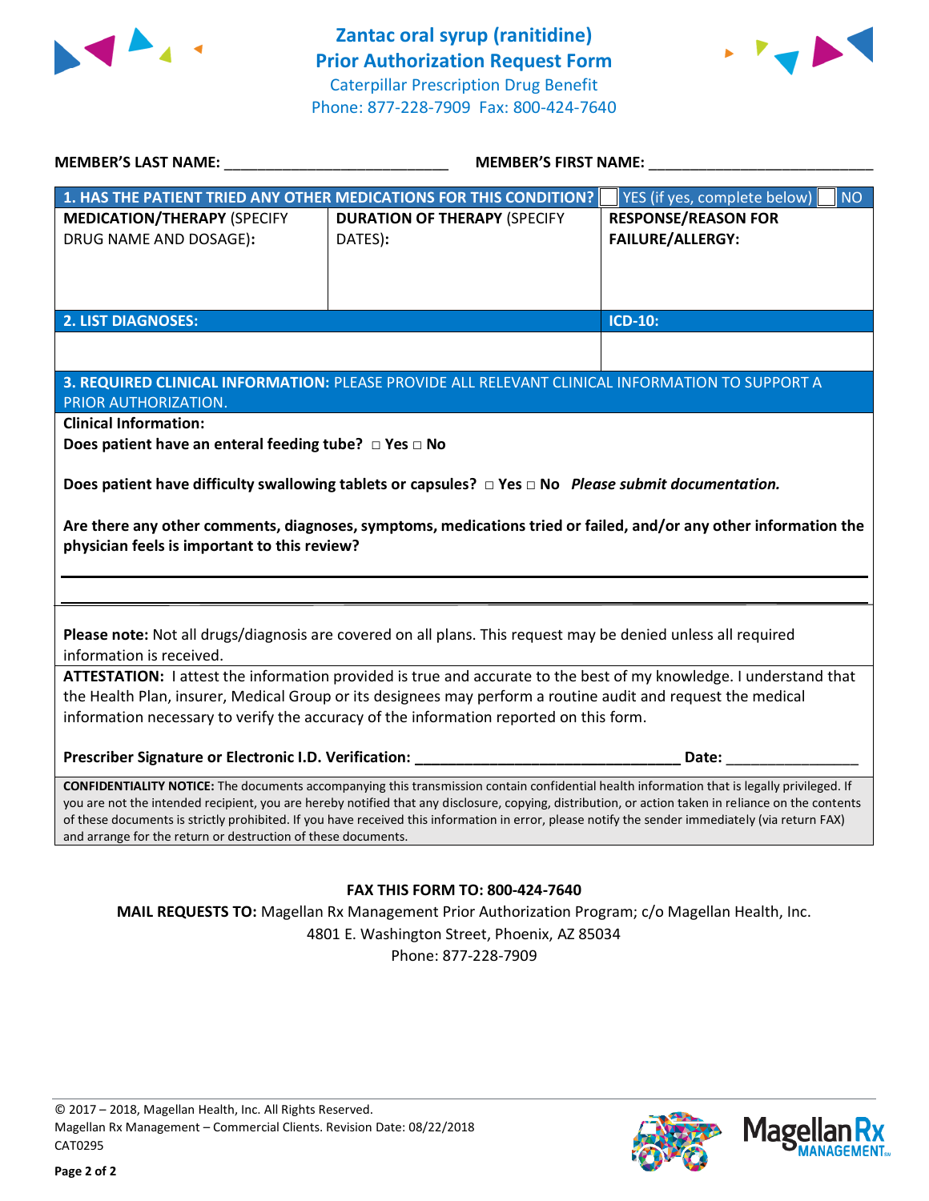# Zantac oral syrup (ranitidine)
# Prior Authorization Request Form

Caterpillar Prescription Drug Benefit
Phone: 877-228-7909 Fax: 800-424-7640

**MEMBER'S LAST NAME:** ___________________________ **MEMBER'S FIRST NAME:** ___________________________

**1. HAS THE PATIENT TRIED ANY OTHER MEDICATIONS FOR THIS CONDITION?** ☐ YES (if yes, complete below) ☐ NO

| **MEDICATION/THERAPY** (SPECIFY DRUG NAME AND DOSAGE): | **DURATION OF THERAPY** (SPECIFY DATES): | **RESPONSE/REASON FOR FAILURE/ALLERGY:** |
|---|---|---|
| | | |

| **2. LIST DIAGNOSES:** | **ICD-10:** |
|---|---|
| | |

**3. REQUIRED CLINICAL INFORMATION:** PLEASE PROVIDE ALL RELEVANT CLINICAL INFORMATION TO SUPPORT A PRIOR AUTHORIZATION.

**Clinical Information:**

**Does patient have an enteral feeding tube?** □ **Yes** □ **No**

**Does patient have difficulty swallowing tablets or capsules?** □ **Yes** □ **No** ***Please submit documentation.***

**Are there any other comments, diagnoses, symptoms, medications tried or failed, and/or any other information the physician feels is important to this review?**

_______________________________________________________________

_______________________________________________________________

**Please note:** Not all drugs/diagnosis are covered on all plans. This request may be denied unless all required information is received.

**ATTESTATION:** I attest the information provided is true and accurate to the best of my knowledge. I understand that the Health Plan, insurer, Medical Group or its designees may perform a routine audit and request the medical information necessary to verify the accuracy of the information reported on this form.

**Prescriber Signature or Electronic I.D. Verification:** ________________________________ **Date:** ________________

**CONFIDENTIALITY NOTICE:** The documents accompanying this transmission contain confidential health information that is legally privileged. If you are not the intended recipient, you are hereby notified that any disclosure, copying, distribution, or action taken in reliance on the contents of these documents is strictly prohibited. If you have received this information in error, please notify the sender immediately (via return FAX) and arrange for the return or destruction of these documents.

**FAX THIS FORM TO: 800-424-7640**

**MAIL REQUESTS TO:** Magellan Rx Management Prior Authorization Program; c/o Magellan Health, Inc.
4801 E. Washington Street, Phoenix, AZ 85034
Phone: 877-228-7909

© 2017 – 2018, Magellan Health, Inc. All Rights Reserved.
Magellan Rx Management – Commercial Clients. Revision Date: 08/22/2018
CAT0295